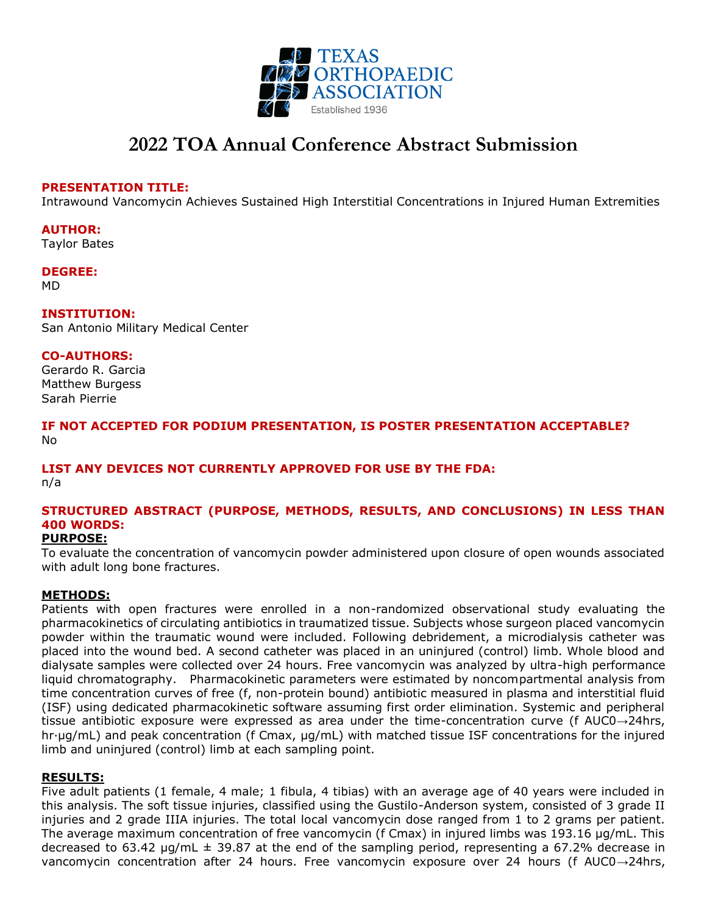# 2022 TOA Annual Conference Abstract Submission

**PRESENTATION TITLE:**
Intrawound Vancomycin Achieves Sustained High Interstitial Concentrations in Injured Human Extremities

**AUTHOR:**
Taylor Bates

**DEGREE:**
MD

**INSTITUTION:**
San Antonio Military Medical Center

**CO-AUTHORS:**
Gerardo R. Garcia
Matthew Burgess
Sarah Pierrie

**IF NOT ACCEPTED FOR PODIUM PRESENTATION, IS POSTER PRESENTATION ACCEPTABLE?**
No

**LIST ANY DEVICES NOT CURRENTLY APPROVED FOR USE BY THE FDA:**
n/a

**STRUCTURED ABSTRACT (PURPOSE, METHODS, RESULTS, AND CONCLUSIONS) IN LESS THAN 400 WORDS:**

**PURPOSE:**

To evaluate the concentration of vancomycin powder administered upon closure of open wounds associated with adult long bone fractures.

**METHODS:**

Patients with open fractures were enrolled in a non-randomized observational study evaluating the pharmacokinetics of circulating antibiotics in traumatized tissue. Subjects whose surgeon placed vancomycin powder within the traumatic wound were included. Following debridement, a microdialysis catheter was placed into the wound bed. A second catheter was placed in an uninjured (control) limb. Whole blood and dialysate samples were collected over 24 hours. Free vancomycin was analyzed by ultra-high performance liquid chromatography. Pharmacokinetic parameters were estimated by noncompartmental analysis from time concentration curves of free (f, non-protein bound) antibiotic measured in plasma and interstitial fluid (ISF) using dedicated pharmacokinetic software assuming first order elimination. Systemic and peripheral tissue antibiotic exposure were expressed as area under the time-concentration curve ($f\ AUC_{0\rightarrow24hrs}$, hr·µg/mL) and peak concentration ($f\ C_{max}$, µg/mL) with matched tissue ISF concentrations for the injured limb and uninjured (control) limb at each sampling point.

**RESULTS:**

Five adult patients (1 female, 4 male; 1 fibula, 4 tibias) with an average age of 40 years were included in this analysis. The soft tissue injuries, classified using the Gustilo-Anderson system, consisted of 3 grade II injuries and 2 grade IIIA injuries. The total local vancomycin dose ranged from 1 to 2 grams per patient. The average maximum concentration of free vancomycin ($f\ C_{max}$) in injured limbs was 193.16 µg/mL. This decreased to 63.42 µg/mL ± 39.87 at the end of the sampling period, representing a 67.2% decrease in vancomycin concentration after 24 hours. Free vancomycin exposure over 24 hours ($f\ AUC_{0\rightarrow24hrs}$,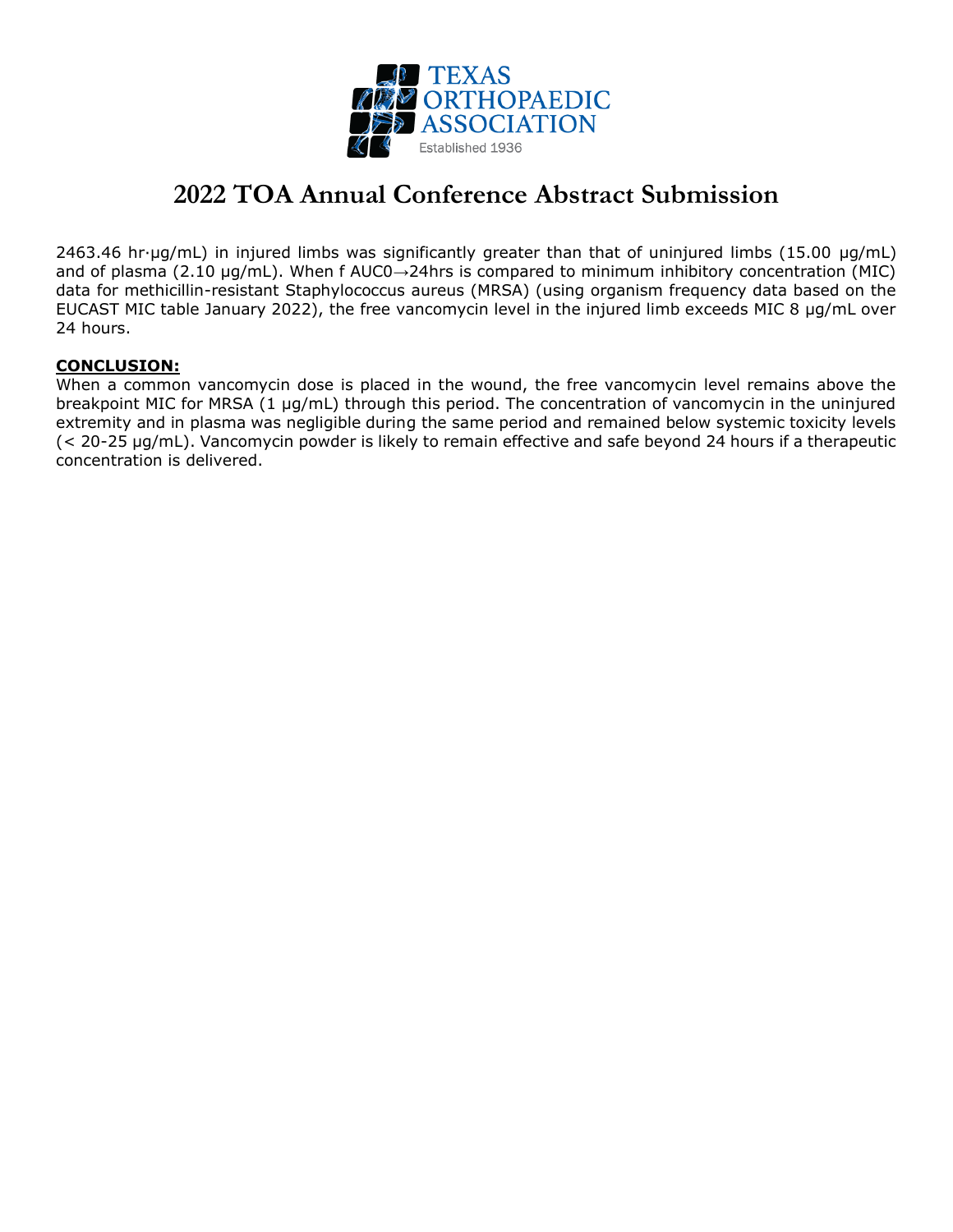2463.46 hr·µg/mL) in injured limbs was significantly greater than that of uninjured limbs (15.00 µg/mL) and of plasma (2.10 µg/mL). When f $AUC_{0\rightarrow 24hrs}$ is compared to minimum inhibitory concentration (MIC) data for methicillin-resistant Staphylococcus aureus (MRSA) (using organism frequency data based on the EUCAST MIC table January 2022), the free vancomycin level in the injured limb exceeds MIC 8 µg/mL over 24 hours.

**CONCLUSION:**

When a common vancomycin dose is placed in the wound, the free vancomycin level remains above the breakpoint MIC for MRSA (1 µg/mL) through this period. The concentration of vancomycin in the uninjured extremity and in plasma was negligible during the same period and remained below systemic toxicity levels (< 20-25 µg/mL). Vancomycin powder is likely to remain effective and safe beyond 24 hours if a therapeutic concentration is delivered.